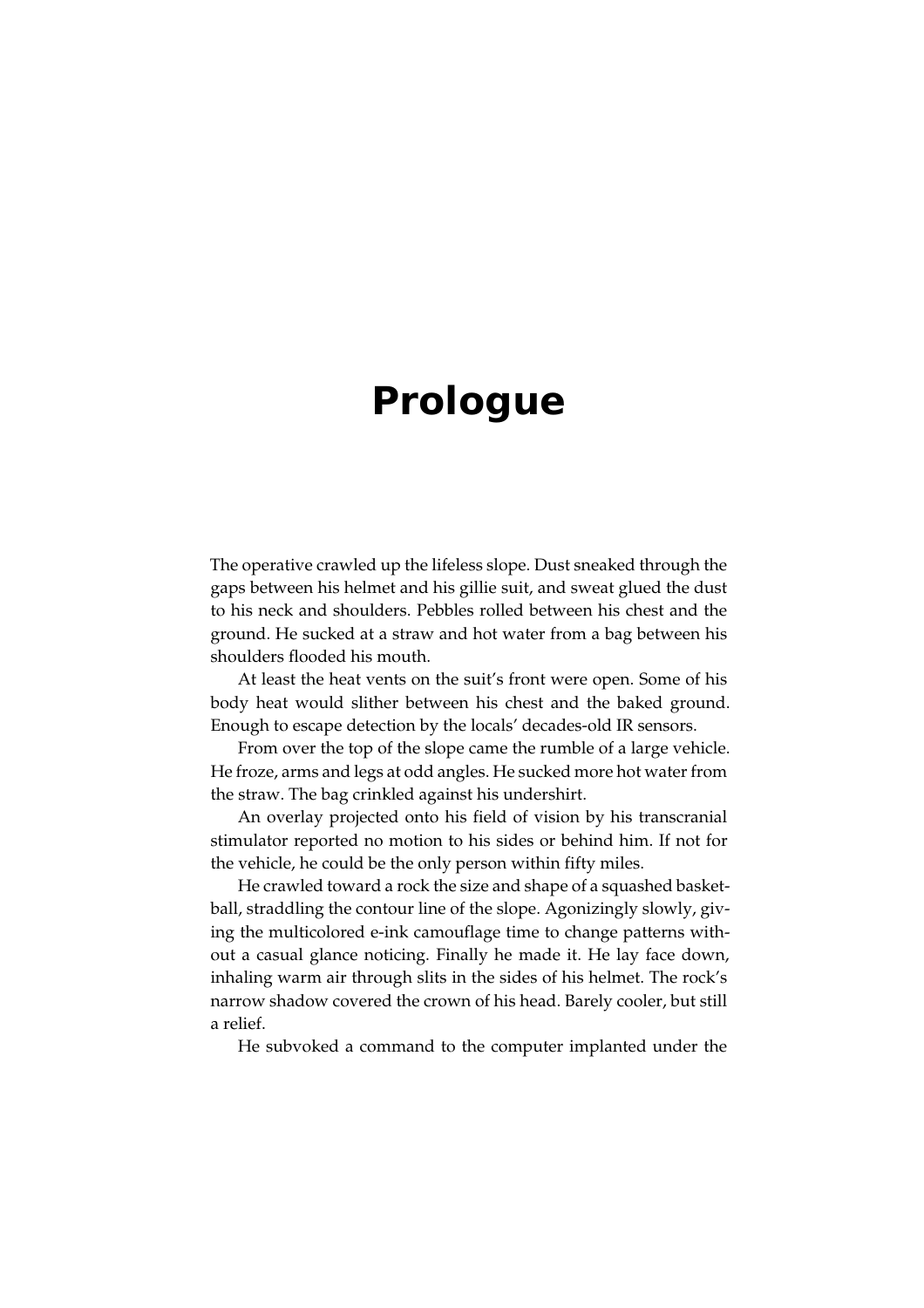# Prologue

The operative crawled up the lifeless slope. Dust sneaked through the gaps between his helmet and his gillie suit, and sweat glued the dust to his neck and shoulders. Pebbles rolled between his chest and the ground. He sucked at a straw and hot water from a bag between his shoulders flooded his mouth.

At least the heat vents on the suit's front were open. Some of his body heat would slither between his chest and the baked ground. Enough to escape detection by the locals' decades-old IR sensors.

From over the top of the slope came the rumble of a large vehicle. He froze, arms and legs at odd angles. He sucked more hot water from the straw. The bag crinkled against his undershirt.

An overlay projected onto his field of vision by his transcranial stimulator reported no motion to his sides or behind him. If not for the vehicle, he could be the only person within fifty miles.

He crawled toward a rock the size and shape of a squashed basketball, straddling the contour line of the slope. Agonizingly slowly, giving the multicolored e-ink camouflage time to change patterns without a casual glance noticing. Finally he made it. He lay face down, inhaling warm air through slits in the sides of his helmet. The rock's narrow shadow covered the crown of his head. Barely cooler, but still a relief.

He subvoked a command to the computer implanted under the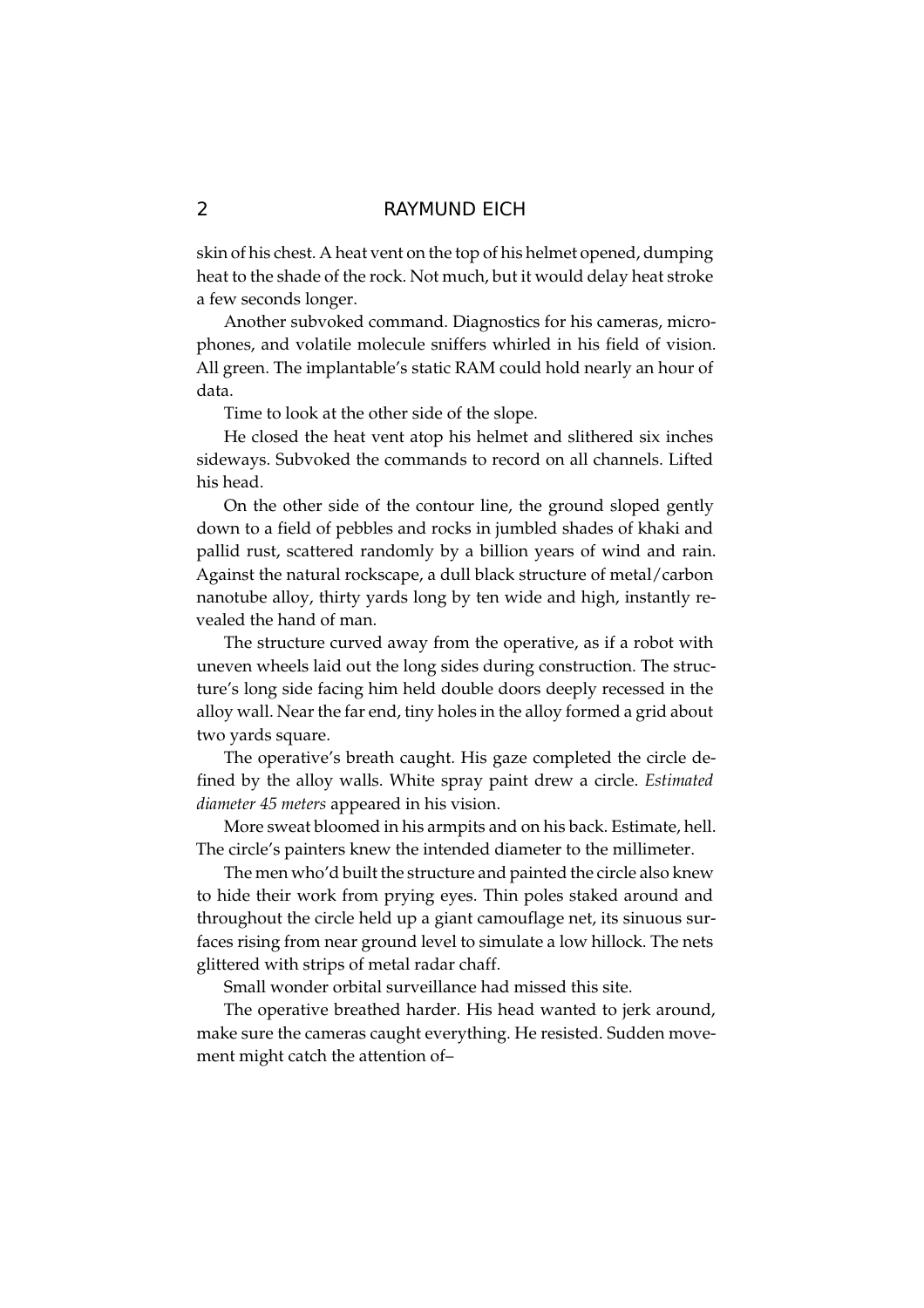skin of his chest. A heat vent on the top of his helmet opened, dumping heat to the shade of the rock. Not much, but it would delay heat stroke a few seconds longer.

Another subvoked command. Diagnostics for his cameras, microphones, and volatile molecule sniffers whirled in his field of vision. All green. The implantable's static RAM could hold nearly an hour of data.

Time to look at the other side of the slope.

He closed the heat vent atop his helmet and slithered six inches sideways. Subvoked the commands to record on all channels. Lifted his head.

On the other side of the contour line, the ground sloped gently down to a field of pebbles and rocks in jumbled shades of khaki and pallid rust, scattered randomly by a billion years of wind and rain. Against the natural rockscape, a dull black structure of metal/carbon nanotube alloy, thirty yards long by ten wide and high, instantly revealed the hand of man.

The structure curved away from the operative, as if a robot with uneven wheels laid out the long sides during construction. The structure's long side facing him held double doors deeply recessed in the alloy wall. Near the far end, tiny holes in the alloy formed a grid about two yards square.

The operative's breath caught. His gaze completed the circle defined by the alloy walls. White spray paint drew a circle. *Estimated diameter 45 meters* appeared in his vision.

More sweat bloomed in his armpits and on his back. Estimate, hell. The circle's painters knew the intended diameter to the millimeter.

The men who'd built the structure and painted the circle also knew to hide their work from prying eyes. Thin poles staked around and throughout the circle held up a giant camouflage net, its sinuous surfaces rising from near ground level to simulate a low hillock. The nets glittered with strips of metal radar chaff.

Small wonder orbital surveillance had missed this site.

The operative breathed harder. His head wanted to jerk around, make sure the cameras caught everything. He resisted. Sudden movement might catch the attention of–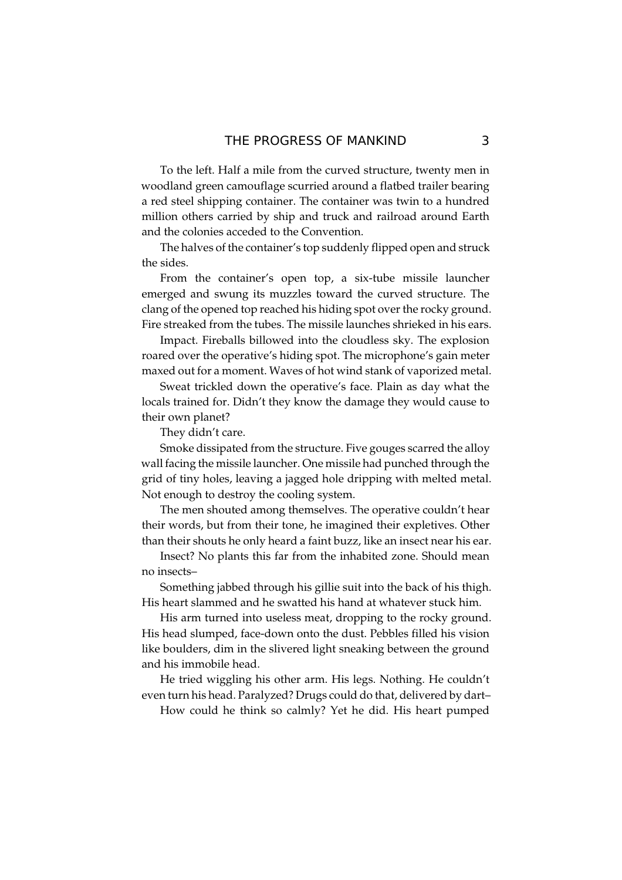To the left. Half a mile from the curved structure, twenty men in woodland green camouflage scurried around a flatbed trailer bearing a red steel shipping container. The container was twin to a hundred million others carried by ship and truck and railroad around Earth and the colonies acceded to the Convention.

The halves of the container's top suddenly flipped open and struck the sides.

From the container's open top, a six-tube missile launcher emerged and swung its muzzles toward the curved structure. The clang of the opened top reached his hiding spot over the rocky ground. Fire streaked from the tubes. The missile launches shrieked in his ears.

Impact. Fireballs billowed into the cloudless sky. The explosion roared over the operative's hiding spot. The microphone's gain meter maxed out for a moment. Waves of hot wind stank of vaporized metal.

Sweat trickled down the operative's face. Plain as day what the locals trained for. Didn't they know the damage they would cause to their own planet?

They didn't care.

Smoke dissipated from the structure. Five gouges scarred the alloy wall facing the missile launcher. One missile had punched through the grid of tiny holes, leaving a jagged hole dripping with melted metal. Not enough to destroy the cooling system.

The men shouted among themselves. The operative couldn't hear their words, but from their tone, he imagined their expletives. Other than their shouts he only heard a faint buzz, like an insect near his ear.

Insect? No plants this far from the inhabited zone. Should mean no insects–

Something jabbed through his gillie suit into the back of his thigh. His heart slammed and he swatted his hand at whatever stuck him.

His arm turned into useless meat, dropping to the rocky ground. His head slumped, face-down onto the dust. Pebbles filled his vision like boulders, dim in the slivered light sneaking between the ground and his immobile head.

He tried wiggling his other arm. His legs. Nothing. He couldn't even turn his head. Paralyzed? Drugs could do that, delivered by dart–

How could he think so calmly? Yet he did. His heart pumped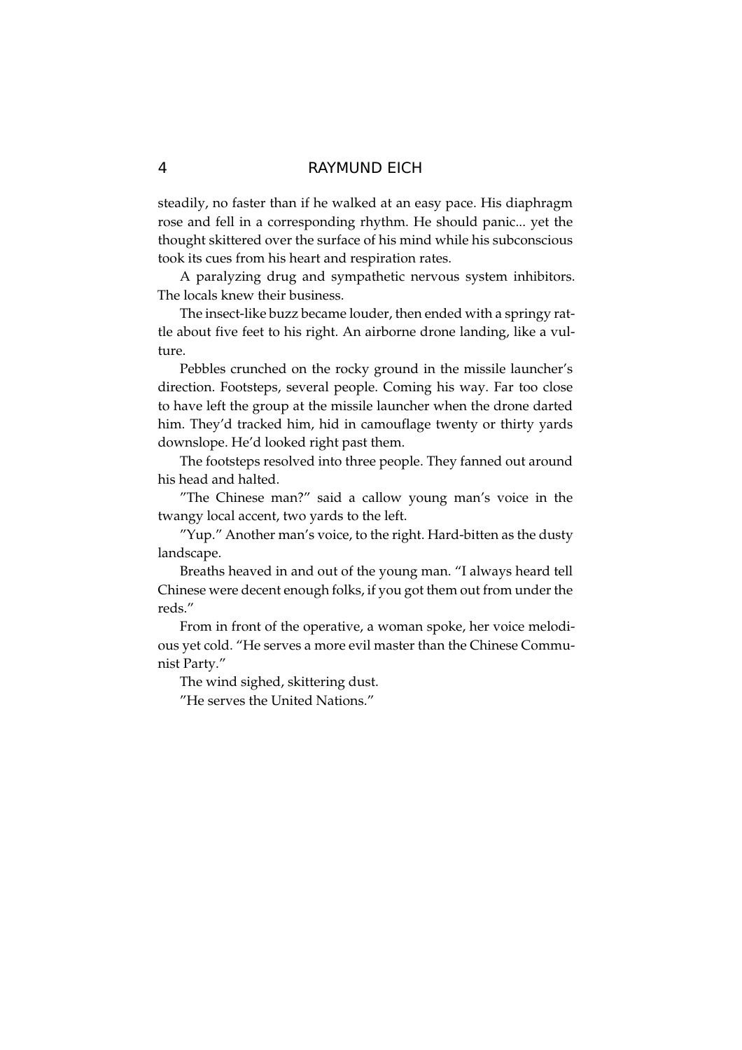steadily, no faster than if he walked at an easy pace. His diaphragm rose and fell in a corresponding rhythm. He should panic... yet the thought skittered over the surface of his mind while his subconscious took its cues from his heart and respiration rates.

A paralyzing drug and sympathetic nervous system inhibitors. The locals knew their business.

The insect-like buzz became louder, then ended with a springy rattle about five feet to his right. An airborne drone landing, like a vulture.

Pebbles crunched on the rocky ground in the missile launcher's direction. Footsteps, several people. Coming his way. Far too close to have left the group at the missile launcher when the drone darted him. They'd tracked him, hid in camouflage twenty or thirty yards downslope. He'd looked right past them.

The footsteps resolved into three people. They fanned out around his head and halted.

"The Chinese man?" said a callow young man's voice in the twangy local accent, two yards to the left.

"Yup." Another man's voice, to the right. Hard-bitten as the dusty landscape.

Breaths heaved in and out of the young man. "I always heard tell Chinese were decent enough folks, if you got them out from under the reds."

From in front of the operative, a woman spoke, her voice melodious yet cold. "He serves a more evil master than the Chinese Communist Party."

The wind sighed, skittering dust.

"He serves the United Nations."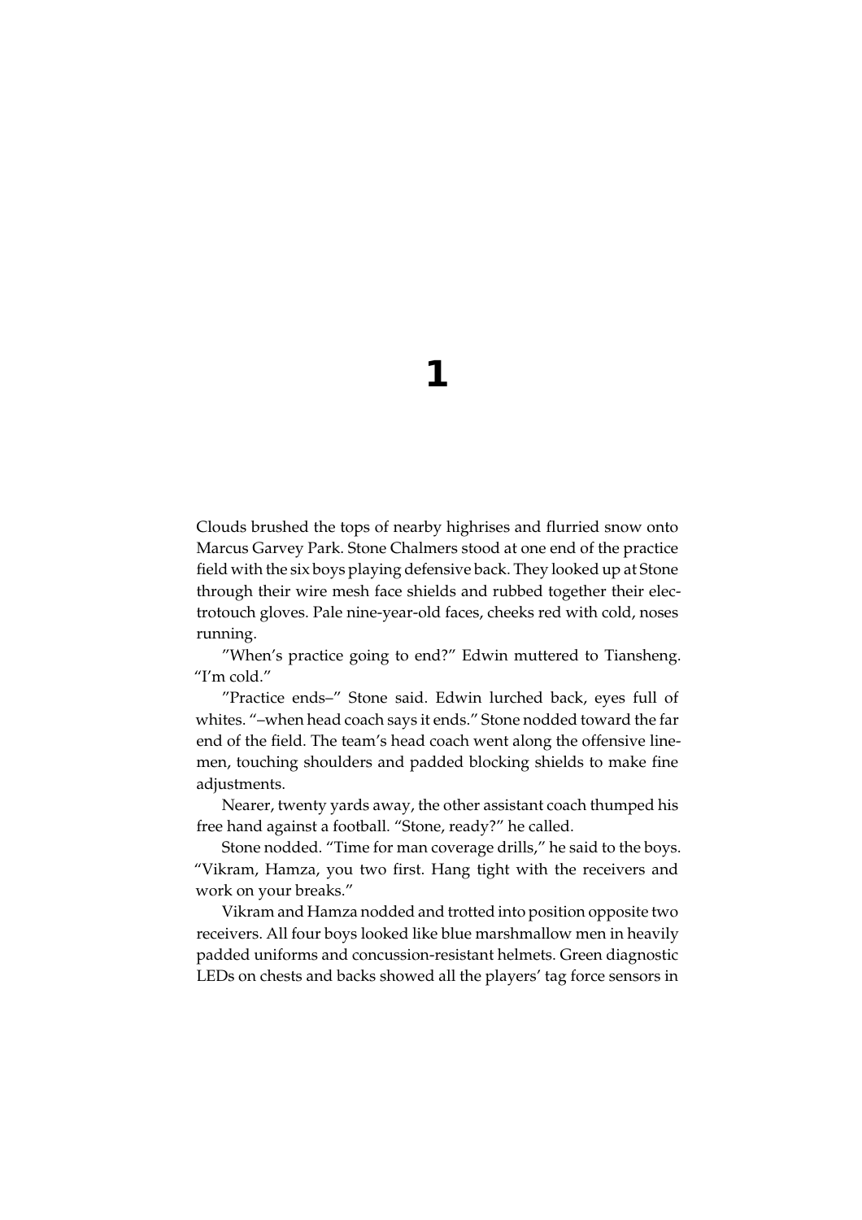# 1

Clouds brushed the tops of nearby highrises and flurried snow onto Marcus Garvey Park. Stone Chalmers stood at one end of the practice field with the six boys playing defensive back. They looked up at Stone through their wire mesh face shields and rubbed together their electrotouch gloves. Pale nine-year-old faces, cheeks red with cold, noses running.

"When's practice going to end?" Edwin muttered to Tiansheng. "I'm cold."

"Practice ends–" Stone said. Edwin lurched back, eyes full of whites. "–when head coach says it ends." Stone nodded toward the far end of the field. The team's head coach went along the offensive linemen, touching shoulders and padded blocking shields to make fine adjustments.

Nearer, twenty yards away, the other assistant coach thumped his free hand against a football. "Stone, ready?" he called.

Stone nodded. "Time for man coverage drills," he said to the boys. "Vikram, Hamza, you two first. Hang tight with the receivers and work on your breaks."

Vikram and Hamza nodded and trotted into position opposite two receivers. All four boys looked like blue marshmallow men in heavily padded uniforms and concussion-resistant helmets. Green diagnostic LEDs on chests and backs showed all the players' tag force sensors in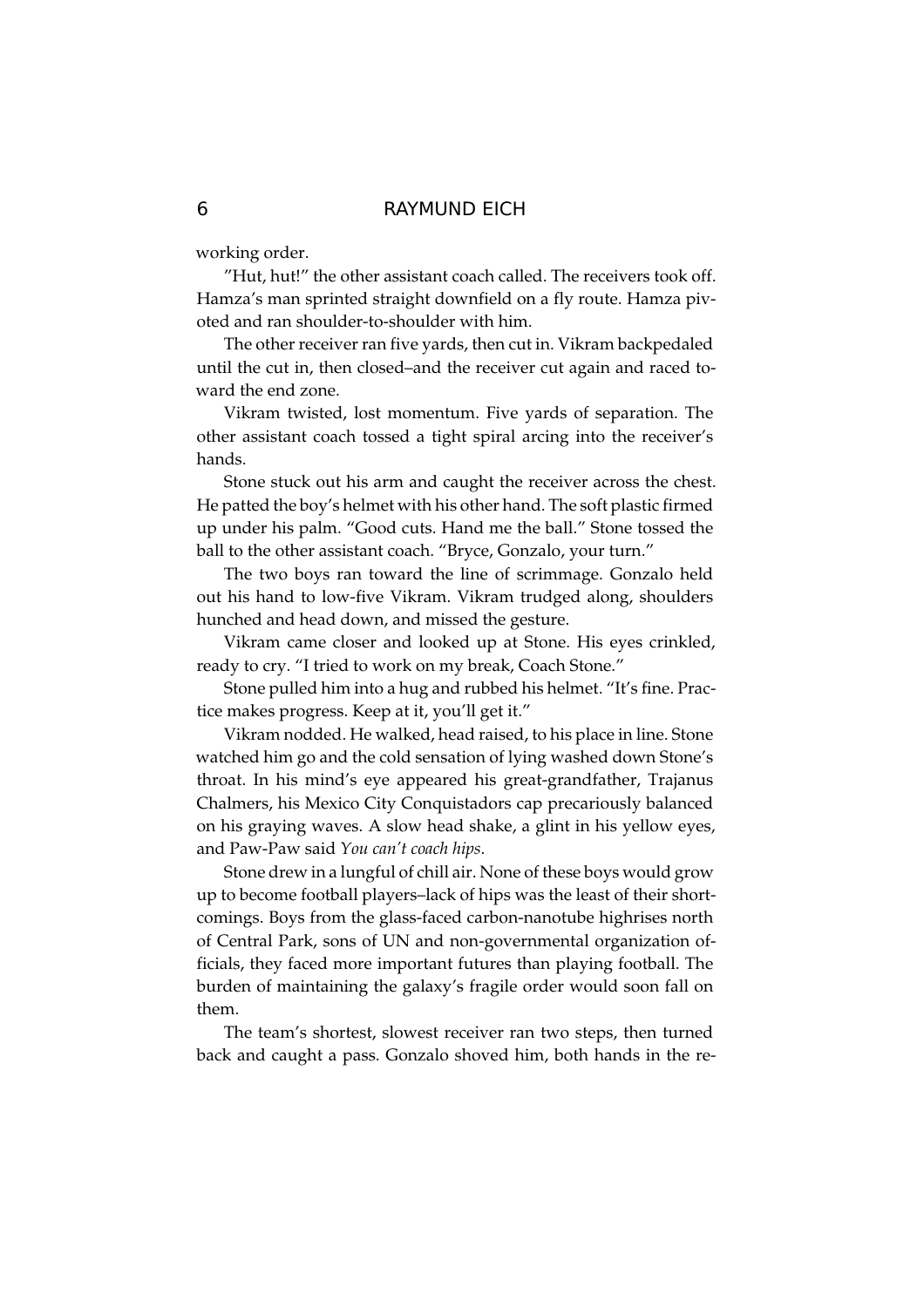working order.

”Hut, hut!” the other assistant coach called. The receivers took off. Hamza's man sprinted straight downfield on a fly route. Hamza pivoted and ran shoulder-to-shoulder with him.

The other receiver ran five yards, then cut in. Vikram backpedaled until the cut in, then closed–and the receiver cut again and raced toward the end zone.

Vikram twisted, lost momentum. Five yards of separation. The other assistant coach tossed a tight spiral arcing into the receiver's hands.

Stone stuck out his arm and caught the receiver across the chest. He patted the boy's helmet with his other hand. The soft plastic firmed up under his palm. "Good cuts. Hand me the ball." Stone tossed the ball to the other assistant coach. "Bryce, Gonzalo, your turn."

The two boys ran toward the line of scrimmage. Gonzalo held out his hand to low-five Vikram. Vikram trudged along, shoulders hunched and head down, and missed the gesture.

Vikram came closer and looked up at Stone. His eyes crinkled, ready to cry. "I tried to work on my break, Coach Stone."

Stone pulled him into a hug and rubbed his helmet. "It's fine. Practice makes progress. Keep at it, you'll get it."

Vikram nodded. He walked, head raised, to his place in line. Stone watched him go and the cold sensation of lying washed down Stone's throat. In his mind's eye appeared his great-grandfather, Trajanus Chalmers, his Mexico City Conquistadors cap precariously balanced on his graying waves. A slow head shake, a glint in his yellow eyes, and Paw-Paw said *You can't coach hips*.

Stone drew in a lungful of chill air. None of these boys would grow up to become football players–lack of hips was the least of their shortcomings. Boys from the glass-faced carbon-nanotube highrises north of Central Park, sons of UN and non-governmental organization officials, they faced more important futures than playing football. The burden of maintaining the galaxy's fragile order would soon fall on them.

The team's shortest, slowest receiver ran two steps, then turned back and caught a pass. Gonzalo shoved him, both hands in the re-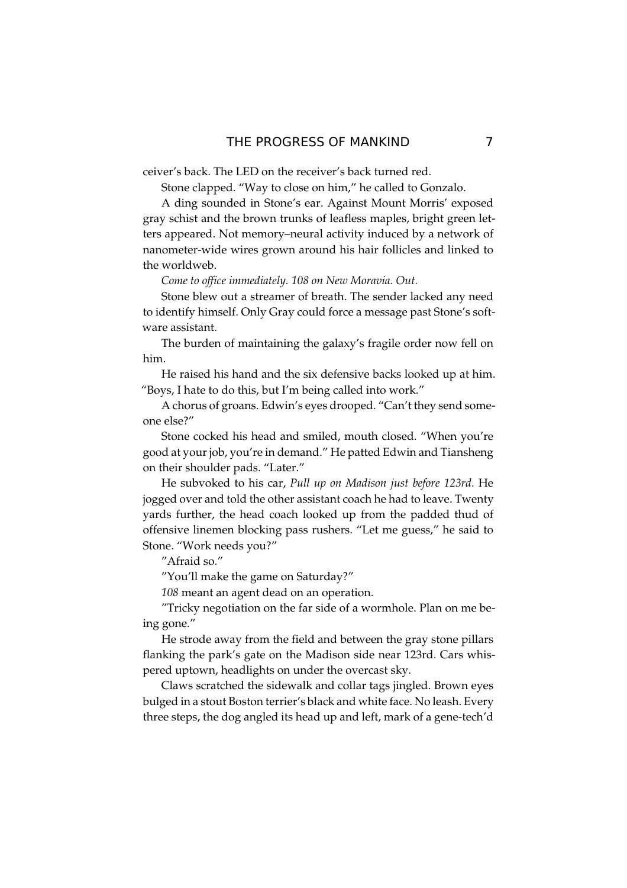ceiver's back. The LED on the receiver's back turned red.

Stone clapped. "Way to close on him," he called to Gonzalo.

A ding sounded in Stone's ear. Against Mount Morris' exposed gray schist and the brown trunks of leafless maples, bright green letters appeared. Not memory–neural activity induced by a network of nanometer-wide wires grown around his hair follicles and linked to the worldweb.

*Come to office immediately. 108 on New Moravia. Out.*

Stone blew out a streamer of breath. The sender lacked any need to identify himself. Only Gray could force a message past Stone's software assistant.

The burden of maintaining the galaxy's fragile order now fell on him.

He raised his hand and the six defensive backs looked up at him. "Boys, I hate to do this, but I'm being called into work."

A chorus of groans. Edwin's eyes drooped. "Can't they send someone else?"

Stone cocked his head and smiled, mouth closed. "When you're good at your job, you're in demand." He patted Edwin and Tiansheng on their shoulder pads. "Later."

He subvoked to his car, *Pull up on Madison just before 123rd*. He jogged over and told the other assistant coach he had to leave. Twenty yards further, the head coach looked up from the padded thud of offensive linemen blocking pass rushers. "Let me guess," he said to Stone. "Work needs you?"

"Afraid so."

"You'll make the game on Saturday?"

*108* meant an agent dead on an operation.

"Tricky negotiation on the far side of a wormhole. Plan on me being gone."

He strode away from the field and between the gray stone pillars flanking the park's gate on the Madison side near 123rd. Cars whispered uptown, headlights on under the overcast sky.

Claws scratched the sidewalk and collar tags jingled. Brown eyes bulged in a stout Boston terrier's black and white face. No leash. Every three steps, the dog angled its head up and left, mark of a gene-tech'd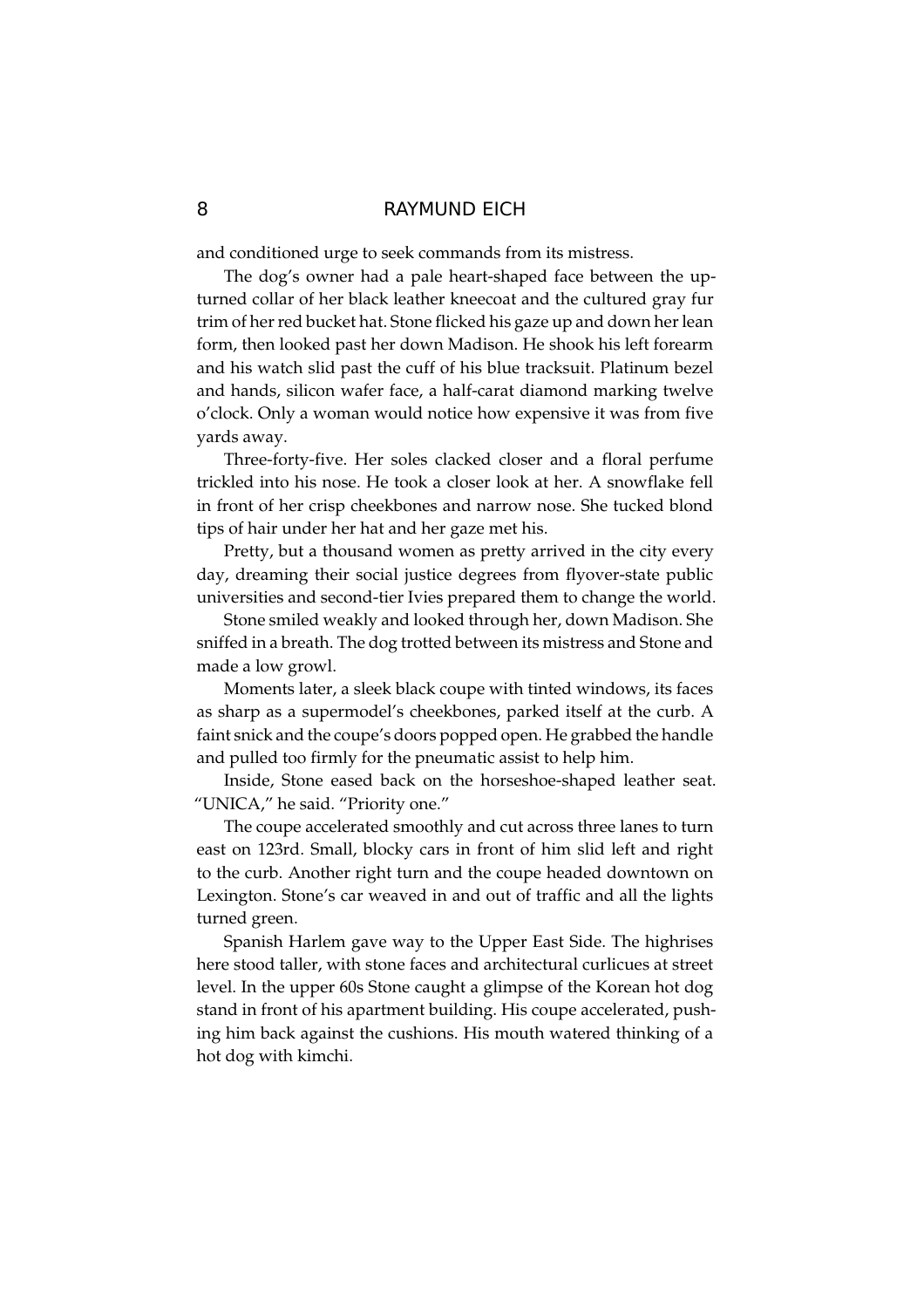and conditioned urge to seek commands from its mistress.

The dog's owner had a pale heart-shaped face between the upturned collar of her black leather kneecoat and the cultured gray fur trim of her red bucket hat. Stone flicked his gaze up and down her lean form, then looked past her down Madison. He shook his left forearm and his watch slid past the cuff of his blue tracksuit. Platinum bezel and hands, silicon wafer face, a half-carat diamond marking twelve o'clock. Only a woman would notice how expensive it was from five yards away.

Three-forty-five. Her soles clacked closer and a floral perfume trickled into his nose. He took a closer look at her. A snowflake fell in front of her crisp cheekbones and narrow nose. She tucked blond tips of hair under her hat and her gaze met his.

Pretty, but a thousand women as pretty arrived in the city every day, dreaming their social justice degrees from flyover-state public universities and second-tier Ivies prepared them to change the world.

Stone smiled weakly and looked through her, down Madison. She sniffed in a breath. The dog trotted between its mistress and Stone and made a low growl.

Moments later, a sleek black coupe with tinted windows, its faces as sharp as a supermodel's cheekbones, parked itself at the curb. A faint snick and the coupe's doors popped open. He grabbed the handle and pulled too firmly for the pneumatic assist to help him.

Inside, Stone eased back on the horseshoe-shaped leather seat. "UNICA," he said. "Priority one."

The coupe accelerated smoothly and cut across three lanes to turn east on 123rd. Small, blocky cars in front of him slid left and right to the curb. Another right turn and the coupe headed downtown on Lexington. Stone's car weaved in and out of traffic and all the lights turned green.

Spanish Harlem gave way to the Upper East Side. The highrises here stood taller, with stone faces and architectural curlicues at street level. In the upper 60s Stone caught a glimpse of the Korean hot dog stand in front of his apartment building. His coupe accelerated, pushing him back against the cushions. His mouth watered thinking of a hot dog with kimchi.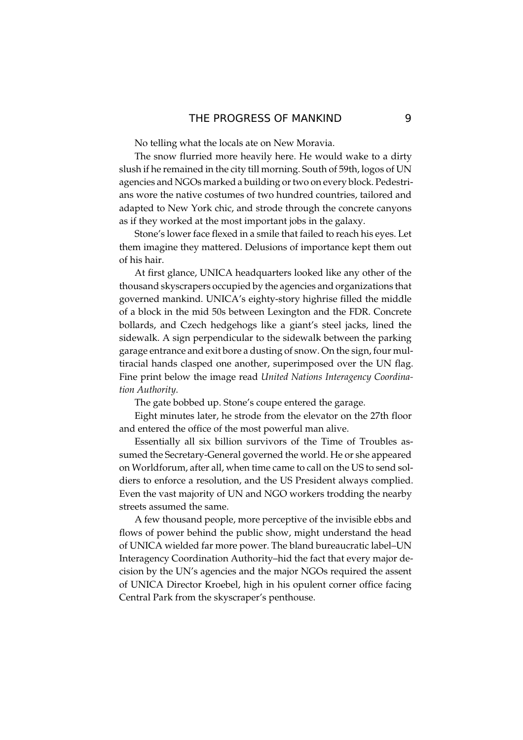No telling what the locals ate on New Moravia.

The snow flurried more heavily here. He would wake to a dirty slush if he remained in the city till morning. South of 59th, logos of UN agencies and NGOs marked a building or two on every block. Pedestrians wore the native costumes of two hundred countries, tailored and adapted to New York chic, and strode through the concrete canyons as if they worked at the most important jobs in the galaxy.

Stone's lower face flexed in a smile that failed to reach his eyes. Let them imagine they mattered. Delusions of importance kept them out of his hair.

At first glance, UNICA headquarters looked like any other of the thousand skyscrapers occupied by the agencies and organizations that governed mankind. UNICA's eighty-story highrise filled the middle of a block in the mid 50s between Lexington and the FDR. Concrete bollards, and Czech hedgehogs like a giant's steel jacks, lined the sidewalk. A sign perpendicular to the sidewalk between the parking garage entrance and exit bore a dusting of snow. On the sign, four multiracial hands clasped one another, superimposed over the UN flag. Fine print below the image read *United Nations Interagency Coordination Authority*.

The gate bobbed up. Stone's coupe entered the garage.

Eight minutes later, he strode from the elevator on the 27th floor and entered the office of the most powerful man alive.

Essentially all six billion survivors of the Time of Troubles assumed the Secretary-General governed the world. He or she appeared on Worldforum, after all, when time came to call on the US to send soldiers to enforce a resolution, and the US President always complied. Even the vast majority of UN and NGO workers trodding the nearby streets assumed the same.

A few thousand people, more perceptive of the invisible ebbs and flows of power behind the public show, might understand the head of UNICA wielded far more power. The bland bureaucratic label–UN Interagency Coordination Authority–hid the fact that every major decision by the UN's agencies and the major NGOs required the assent of UNICA Director Kroebel, high in his opulent corner office facing Central Park from the skyscraper's penthouse.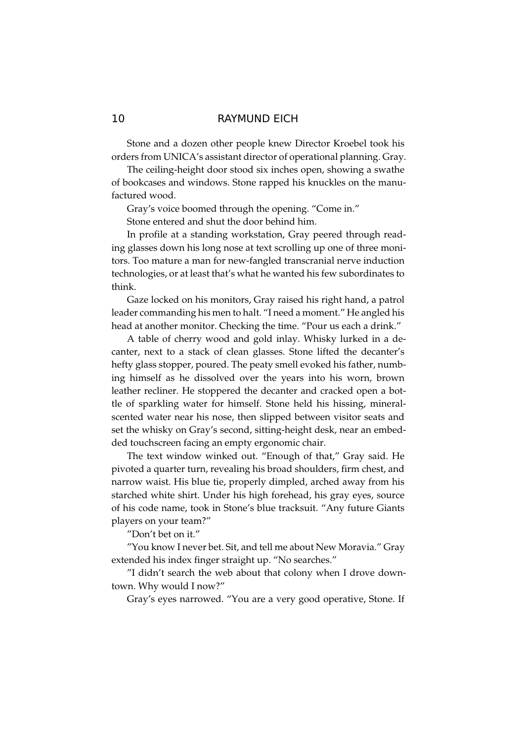Stone and a dozen other people knew Director Kroebel took his orders from UNICA's assistant director of operational planning. Gray.

The ceiling-height door stood six inches open, showing a swathe of bookcases and windows. Stone rapped his knuckles on the manufactured wood.

Gray's voice boomed through the opening. "Come in."

Stone entered and shut the door behind him.

In profile at a standing workstation, Gray peered through reading glasses down his long nose at text scrolling up one of three monitors. Too mature a man for new-fangled transcranial nerve induction technologies, or at least that's what he wanted his few subordinates to think.

Gaze locked on his monitors, Gray raised his right hand, a patrol leader commanding his men to halt. "I need a moment." He angled his head at another monitor. Checking the time. "Pour us each a drink."

A table of cherry wood and gold inlay. Whisky lurked in a decanter, next to a stack of clean glasses. Stone lifted the decanter's hefty glass stopper, poured. The peaty smell evoked his father, numbing himself as he dissolved over the years into his worn, brown leather recliner. He stoppered the decanter and cracked open a bottle of sparkling water for himself. Stone held his hissing, mineral-scented water near his nose, then slipped between visitor seats and set the whisky on Gray's second, sitting-height desk, near an embedded touchscreen facing an empty ergonomic chair.

The text window winked out. "Enough of that," Gray said. He pivoted a quarter turn, revealing his broad shoulders, firm chest, and narrow waist. His blue tie, properly dimpled, arched away from his starched white shirt. Under his high forehead, his gray eyes, source of his code name, took in Stone's blue tracksuit. "Any future Giants players on your team?"

"Don't bet on it."

"You know I never bet. Sit, and tell me about New Moravia." Gray extended his index finger straight up. "No searches."

"I didn't search the web about that colony when I drove downtown. Why would I now?"

Gray's eyes narrowed. "You are a very good operative, Stone. If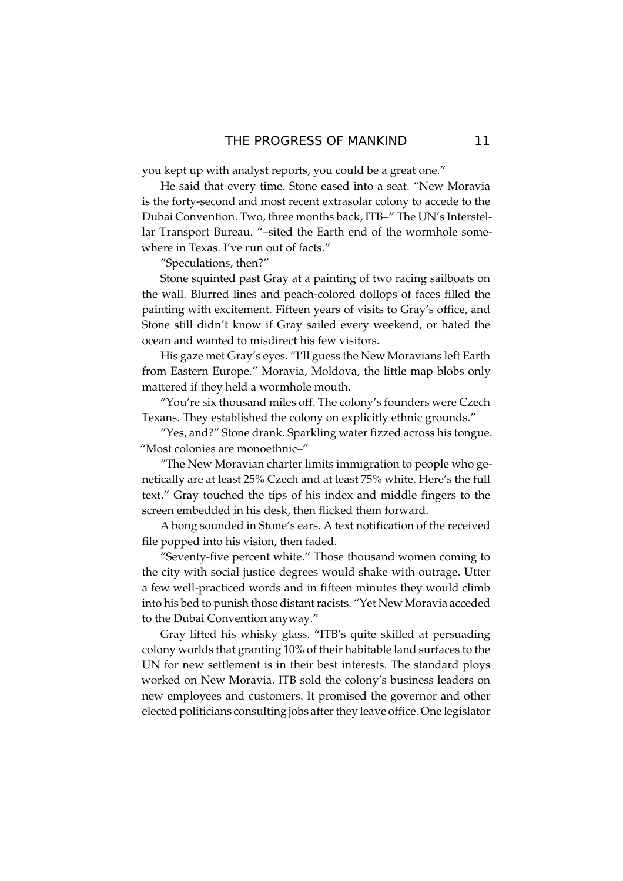you kept up with analyst reports, you could be a great one."

He said that every time. Stone eased into a seat. "New Moravia is the forty-second and most recent extrasolar colony to accede to the Dubai Convention. Two, three months back, ITB–" The UN's Interstellar Transport Bureau. "–sited the Earth end of the wormhole somewhere in Texas. I've run out of facts."

"Speculations, then?"

Stone squinted past Gray at a painting of two racing sailboats on the wall. Blurred lines and peach-colored dollops of faces filled the painting with excitement. Fifteen years of visits to Gray's office, and Stone still didn't know if Gray sailed every weekend, or hated the ocean and wanted to misdirect his few visitors.

His gaze met Gray's eyes. "I'll guess the New Moravians left Earth from Eastern Europe." Moravia, Moldova, the little map blobs only mattered if they held a wormhole mouth.

"You're six thousand miles off. The colony's founders were Czech Texans. They established the colony on explicitly ethnic grounds."

"Yes, and?" Stone drank. Sparkling water fizzed across his tongue. "Most colonies are monoethnic–"

"The New Moravian charter limits immigration to people who genetically are at least 25% Czech and at least 75% white. Here's the full text." Gray touched the tips of his index and middle fingers to the screen embedded in his desk, then flicked them forward.

A bong sounded in Stone's ears. A text notification of the received file popped into his vision, then faded.

"Seventy-five percent white." Those thousand women coming to the city with social justice degrees would shake with outrage. Utter a few well-practiced words and in fifteen minutes they would climb into his bed to punish those distant racists. "Yet New Moravia acceded to the Dubai Convention anyway."

Gray lifted his whisky glass. "ITB's quite skilled at persuading colony worlds that granting 10% of their habitable land surfaces to the UN for new settlement is in their best interests. The standard ploys worked on New Moravia. ITB sold the colony's business leaders on new employees and customers. It promised the governor and other elected politicians consulting jobs after they leave office. One legislator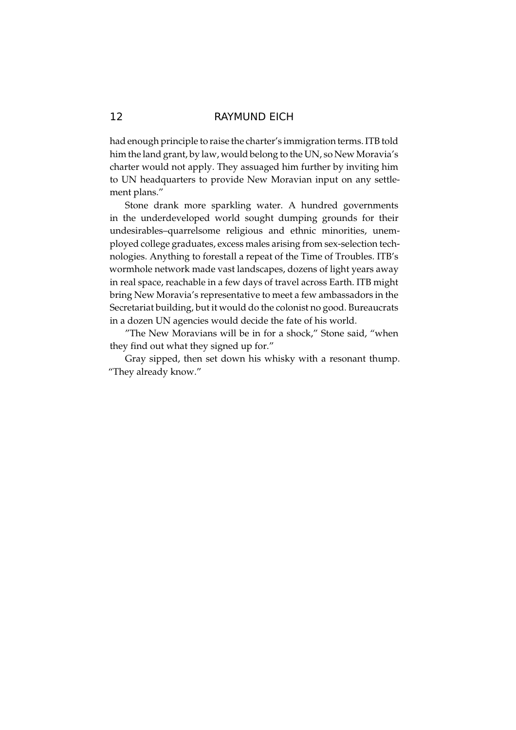had enough principle to raise the charter's immigration terms. ITB told him the land grant, by law, would belong to the UN, so New Moravia's charter would not apply. They assuaged him further by inviting him to UN headquarters to provide New Moravian input on any settlement plans."

Stone drank more sparkling water. A hundred governments in the underdeveloped world sought dumping grounds for their undesirables–quarrelsome religious and ethnic minorities, unemployed college graduates, excess males arising from sex-selection technologies. Anything to forestall a repeat of the Time of Troubles. ITB's wormhole network made vast landscapes, dozens of light years away in real space, reachable in a few days of travel across Earth. ITB might bring New Moravia's representative to meet a few ambassadors in the Secretariat building, but it would do the colonist no good. Bureaucrats in a dozen UN agencies would decide the fate of his world.

"The New Moravians will be in for a shock," Stone said, "when they find out what they signed up for."

Gray sipped, then set down his whisky with a resonant thump. "They already know."